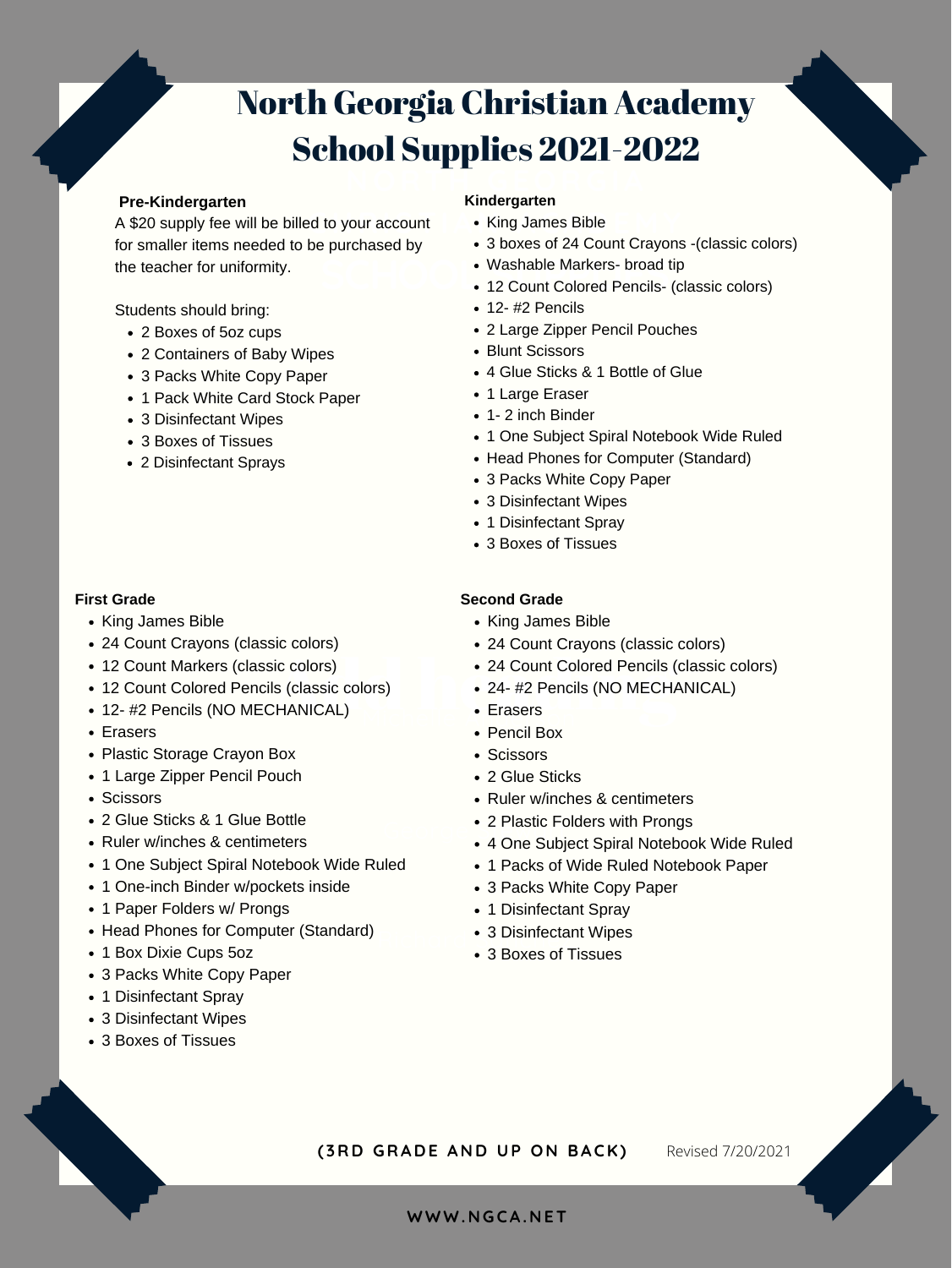# North Georgia Christian Academy School Supplies 2021-2022

## Pre-Kindergarten

A $20 supply fee will be billed to your account for smaller items needed to be purchased by the teacher for uniformity.

Students should bring:

- 2 Boxes of 5oz cups
- 2 Containers of Baby Wipes
- 3 Packs White Copy Paper
- 1 Pack White Card Stock Paper
- 3 Disinfectant Wipes
- 3 Boxes of Tissues
- 2 Disinfectant Sprays

## Kindergarten

- King James Bible
- 3 boxes of 24 Count Crayons -(classic colors)
- Washable Markers- broad tip
- 12 Count Colored Pencils- (classic colors)
- 12- #2 Pencils
- 2 Large Zipper Pencil Pouches
- Blunt Scissors
- 4 Glue Sticks & 1 Bottle of Glue
- 1 Large Eraser
- 1- 2 inch Binder
- 1 One Subject Spiral Notebook Wide Ruled
- Head Phones for Computer (Standard)
- 3 Packs White Copy Paper
- 3 Disinfectant Wipes
- 1 Disinfectant Spray
- 3 Boxes of Tissues

## First Grade

- King James Bible
- 24 Count Crayons (classic colors)
- 12 Count Markers (classic colors)
- 12 Count Colored Pencils (classic colors)
- 12- #2 Pencils (NO MECHANICAL)
- Erasers
- Plastic Storage Crayon Box
- 1 Large Zipper Pencil Pouch
- Scissors
- 2 Glue Sticks & 1 Glue Bottle
- Ruler w/inches & centimeters
- 1 One Subject Spiral Notebook Wide Ruled
- 1 One-inch Binder w/pockets inside
- 1 Paper Folders w/ Prongs
- Head Phones for Computer (Standard)
- 1 Box Dixie Cups 5oz
- 3 Packs White Copy Paper
- 1 Disinfectant Spray
- 3 Disinfectant Wipes
- 3 Boxes of Tissues

## Second Grade

- King James Bible
- 24 Count Crayons (classic colors)
- 24 Count Colored Pencils (classic colors)
- 24- #2 Pencils (NO MECHANICAL)
- Erasers
- Pencil Box
- Scissors
- 2 Glue Sticks
- Ruler w/inches & centimeters
- 2 Plastic Folders with Prongs
- 4 One Subject Spiral Notebook Wide Ruled
- 1 Packs of Wide Ruled Notebook Paper
- 3 Packs White Copy Paper
- 1 Disinfectant Spray
- 3 Disinfectant Wipes
- 3 Boxes of Tissues

**(3RD GRADE AND UP ON BACK)**

Revised 7/20/2021

WWW.NGCA.NET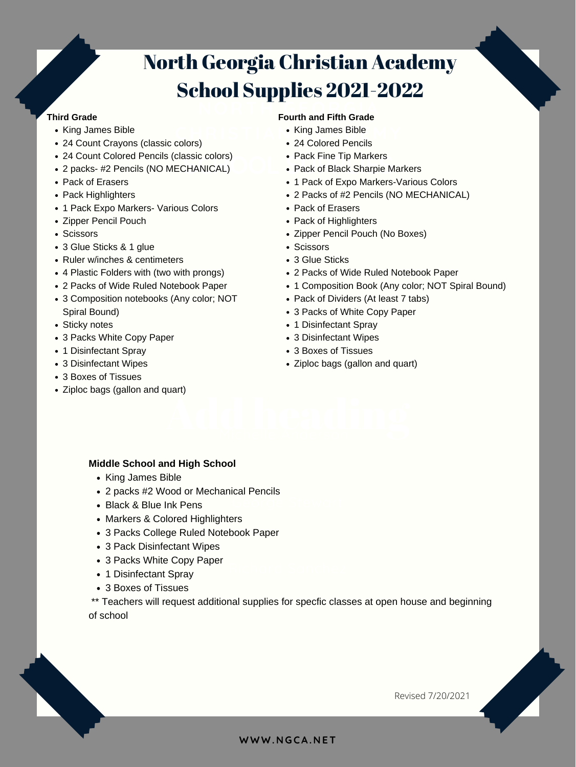# North Georgia Christian Academy School Supplies 2021-2022

**Third Grade**

- King James Bible
- 24 Count Crayons (classic colors)
- 24 Count Colored Pencils (classic colors)
- 2 packs- #2 Pencils (NO MECHANICAL)
- Pack of Erasers
- Pack Highlighters
- 1 Pack Expo Markers- Various Colors
- Zipper Pencil Pouch
- Scissors
- 3 Glue Sticks & 1 glue
- Ruler w/inches & centimeters
- 4 Plastic Folders with (two with prongs)
- 2 Packs of Wide Ruled Notebook Paper
- 3 Composition notebooks (Any color; NOT Spiral Bound)
- Sticky notes
- 3 Packs White Copy Paper
- 1 Disinfectant Spray
- 3 Disinfectant Wipes
- 3 Boxes of Tissues
- Ziploc bags (gallon and quart)

**Fourth and Fifth Grade**

- King James Bible
- 24 Colored Pencils
- Pack Fine Tip Markers
- Pack of Black Sharpie Markers
- 1 Pack of Expo Markers-Various Colors
- 2 Packs of #2 Pencils (NO MECHANICAL)
- Pack of Erasers
- Pack of Highlighters
- Zipper Pencil Pouch (No Boxes)
- Scissors
- 3 Glue Sticks
- 2 Packs of Wide Ruled Notebook Paper
- 1 Composition Book (Any color; NOT Spiral Bound)
- Pack of Dividers (At least 7 tabs)
- 3 Packs of White Copy Paper
- 1 Disinfectant Spray
- 3 Disinfectant Wipes
- 3 Boxes of Tissues
- Ziploc bags (gallon and quart)

**Middle School and High School**

- King James Bible
- 2 packs #2 Wood or Mechanical Pencils
- Black & Blue Ink Pens
- Markers & Colored Highlighters
- 3 Packs College Ruled Notebook Paper
- 3 Pack Disinfectant Wipes
- 3 Packs White Copy Paper
- 1 Disinfectant Spray
- 3 Boxes of Tissues

** Teachers will request additional supplies for specfic classes at open house and beginning of school

Revised 7/20/2021

WWW.NGCA.NET